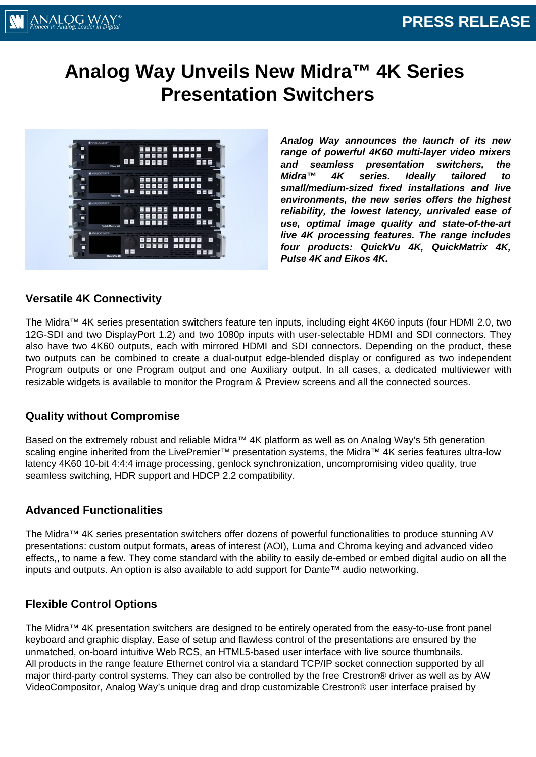# Analog Way Unveils New Midra™ 4K Series Presentation Switchers

***Analog Way announces the launch of its new range of powerful 4K60 multi-layer video mixers and seamless presentation switchers, the Midra™ 4K series. Ideally tailored to small/medium-sized fixed installations and live environments, the new series offers the highest reliability, the lowest latency, unrivaled ease of use, optimal image quality and state-of-the-art live 4K processing features. The range includes four products: QuickVu 4K, QuickMatrix 4K, Pulse 4K and Eikos 4K.***

## Versatile 4K Connectivity

The Midra™ 4K series presentation switchers feature ten inputs, including eight 4K60 inputs (four HDMI 2.0, two 12G-SDI and two DisplayPort 1.2) and two 1080p inputs with user-selectable HDMI and SDI connectors. They also have two 4K60 outputs, each with mirrored HDMI and SDI connectors. Depending on the product, these two outputs can be combined to create a dual-output edge-blended display or configured as two independent Program outputs or one Program output and one Auxiliary output. In all cases, a dedicated multiviewer with resizable widgets is available to monitor the Program & Preview screens and all the connected sources.

## Quality without Compromise

Based on the extremely robust and reliable Midra™ 4K platform as well as on Analog Way's 5th generation scaling engine inherited from the LivePremier™ presentation systems, the Midra™ 4K series features ultra-low latency 4K60 10-bit 4:4:4 image processing, genlock synchronization, uncompromising video quality, true seamless switching, HDR support and HDCP 2.2 compatibility.

## Advanced Functionalities

The Midra™ 4K series presentation switchers offer dozens of powerful functionalities to produce stunning AV presentations: custom output formats, areas of interest (AOI), Luma and Chroma keying and advanced video effects,, to name a few. They come standard with the ability to easily de-embed or embed digital audio on all the inputs and outputs. An option is also available to add support for Dante™ audio networking.

## Flexible Control Options

The Midra™ 4K presentation switchers are designed to be entirely operated from the easy-to-use front panel keyboard and graphic display. Ease of setup and flawless control of the presentations are ensured by the unmatched, on-board intuitive Web RCS, an HTML5-based user interface with live source thumbnails.
All products in the range feature Ethernet control via a standard TCP/IP socket connection supported by all major third-party control systems. They can also be controlled by the free Crestron® driver as well as by AW VideoCompositor, Analog Way's unique drag and drop customizable Crestron® user interface praised by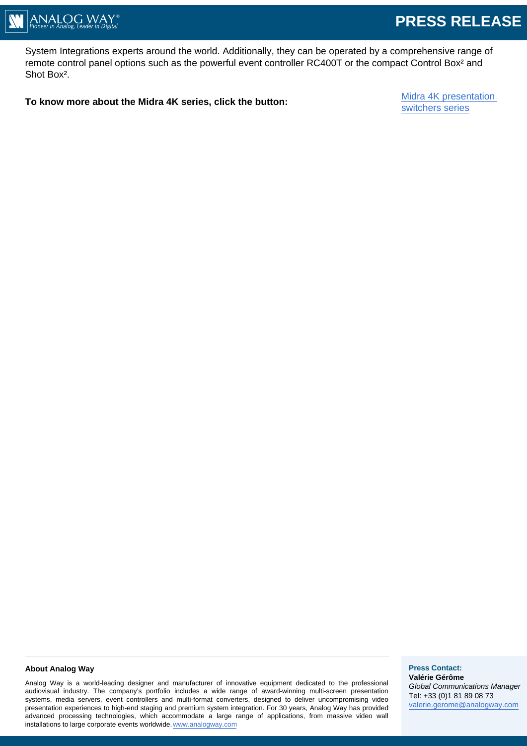System Integrations experts around the world. Additionally, they can be operated by a comprehensive range of remote control panel options such as the powerful event controller RC400T or the compact Control Box² and Shot Box².

**To know more about the Midra 4K series, click the button:**

[Midra 4K presentation switchers series]

**About Analog Way**

Analog Way is a world-leading designer and manufacturer of innovative equipment dedicated to the professional audiovisual industry. The company's portfolio includes a wide range of award-winning multi-screen presentation systems, media servers, event controllers and multi-format converters, designed to deliver uncompromising video presentation experiences to high-end staging and premium system integration. For 30 years, Analog Way has provided advanced processing technologies, which accommodate a large range of applications, from massive video wall installations to large corporate events worldwide. www.analogway.com

**Press Contact:**
**Valérie Gérôme**
*Global Communications Manager*
Tel: +33 (0)1 81 89 08 73
valerie.gerome@analogway.com